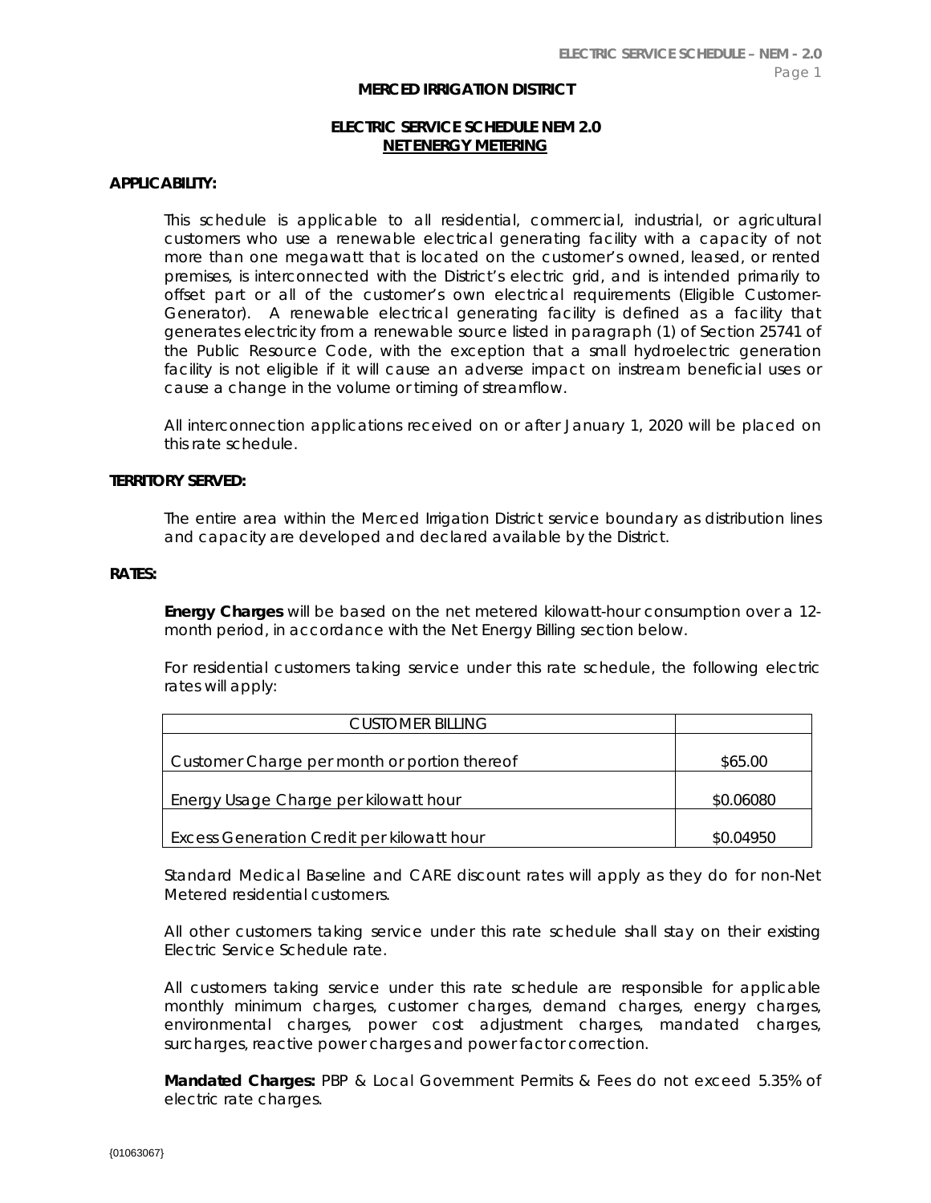# MERCED IRRIGATION DISTRICT

## ELECTRIC SERVICE SCHEDULE NEM 2.0
## NET ENERGY METERING

### APPLICABILITY:

*This schedule is applicable to all residential, commercial, industrial, or agricultural customers who use a renewable electrical generating facility with a capacity of not more than one megawatt that is located on the customer's owned, leased, or rented premises, is interconnected with the District's electric grid, and is intended primarily to offset part or all of the customer's own electrical requirements (Eligible Customer-Generator). A renewable electrical generating facility is defined as a facility that generates electricity from a renewable source listed in paragraph (1) of Section 25741 of the Public Resource Code, with the exception that a small hydroelectric generation facility is not eligible if it will cause an adverse impact on instream beneficial uses or cause a change in the volume or timing of streamflow.*

*All interconnection applications received on or after January 1, 2020 will be placed on this rate schedule.*

### TERRITORY SERVED:

*The entire area within the Merced Irrigation District service boundary as distribution lines and capacity are developed and declared available by the District.*

### RATES:

***Energy Charges** will be based on the net metered kilowatt-hour consumption over a 12-month period, in accordance with the Net Energy Billing section below.*

*For residential customers taking service under this rate schedule, the following electric rates will apply:*

| CUSTOMER BILLING | |
|---|---|
| Customer Charge per month or portion thereof | \$65.00 |
| Energy Usage Charge per kilowatt hour | \$0.06080 |
| Excess Generation Credit per kilowatt hour | \$0.04950 |

*Standard Medical Baseline and CARE discount rates will apply as they do for non-Net Metered residential customers.*

*All other customers taking service under this rate schedule shall stay on their existing Electric Service Schedule rate.*

*All customers taking service under this rate schedule are responsible for applicable monthly minimum charges, customer charges, demand charges, energy charges, environmental charges, power cost adjustment charges, mandated charges, surcharges, reactive power charges and power factor correction.*

***Mandated Charges:** PBP & Local Government Permits & Fees do not exceed 5.35% of electric rate charges.*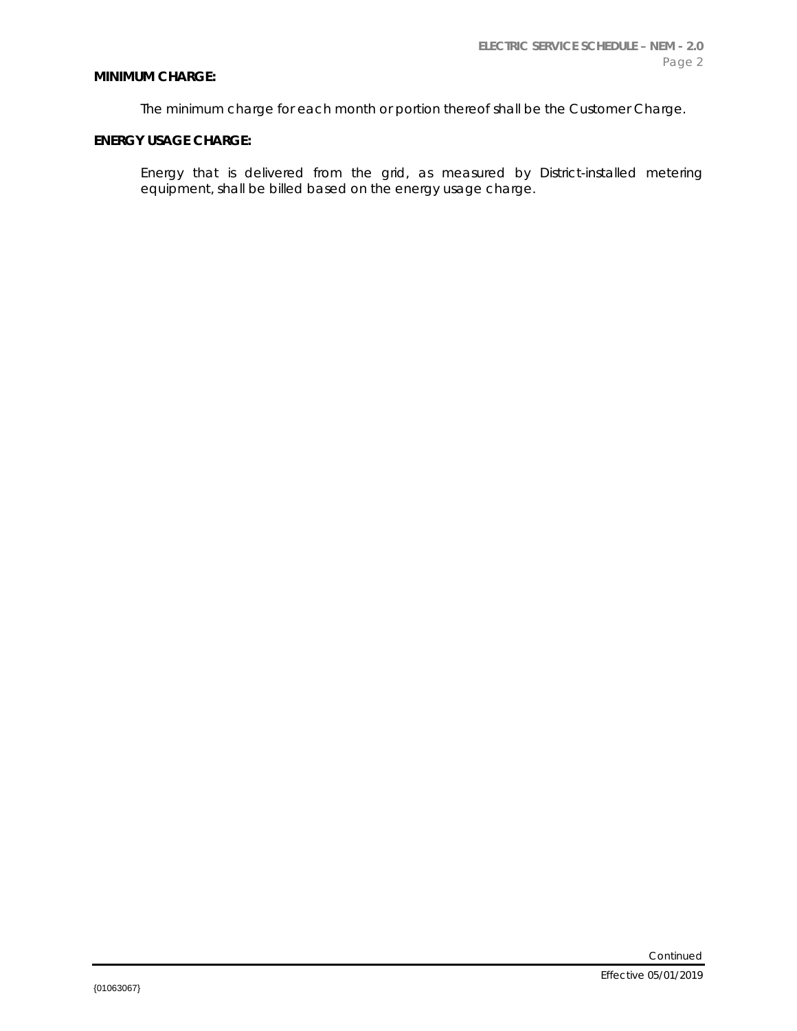**MINIMUM CHARGE:**

The minimum charge for each month or portion thereof shall be the Customer Charge.

**ENERGY USAGE CHARGE:**

Energy that is delivered from the grid, as measured by District-installed metering equipment, shall be billed based on the energy usage charge.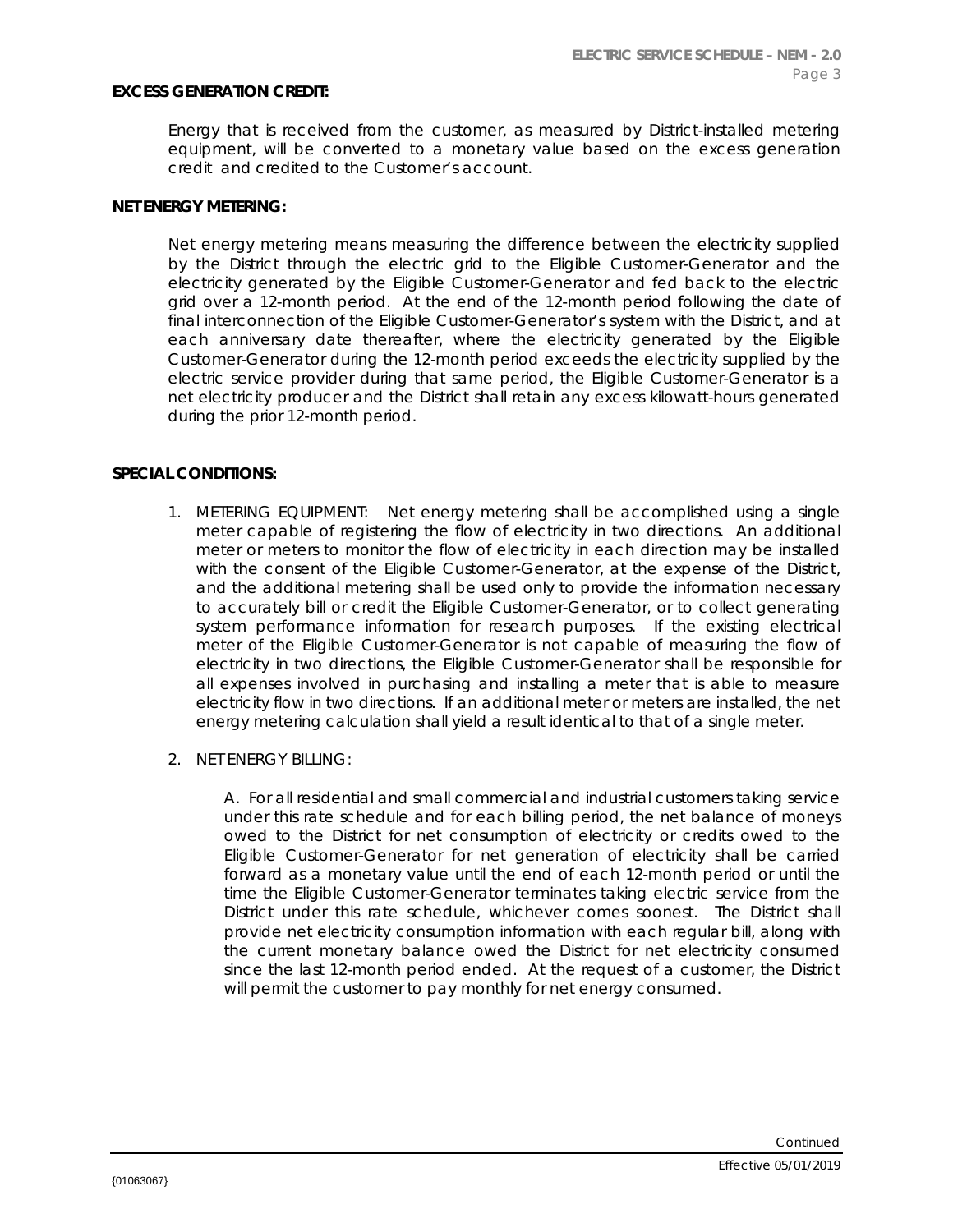**EXCESS GENERATION CREDIT:**

Energy that is received from the customer, as measured by District-installed metering equipment, will be converted to a monetary value based on the excess generation credit and credited to the Customer's account.

**NET ENERGY METERING:**

Net energy metering means measuring the difference between the electricity supplied by the District through the electric grid to the Eligible Customer-Generator and the electricity generated by the Eligible Customer-Generator and fed back to the electric grid over a 12-month period. At the end of the 12-month period following the date of final interconnection of the Eligible Customer-Generator's system with the District, and at each anniversary date thereafter, where the electricity generated by the Eligible Customer-Generator during the 12-month period exceeds the electricity supplied by the electric service provider during that same period, the Eligible Customer-Generator is a net electricity producer and the District shall retain any excess kilowatt-hours generated during the prior 12-month period.

**SPECIAL CONDITIONS:**

1. METERING EQUIPMENT: Net energy metering shall be accomplished using a single meter capable of registering the flow of electricity in two directions. An additional meter or meters to monitor the flow of electricity in each direction may be installed with the consent of the Eligible Customer-Generator, at the expense of the District, and the additional metering shall be used only to provide the information necessary to accurately bill or credit the Eligible Customer-Generator, or to collect generating system performance information for research purposes. If the existing electrical meter of the Eligible Customer-Generator is not capable of measuring the flow of electricity in two directions, the Eligible Customer-Generator shall be responsible for all expenses involved in purchasing and installing a meter that is able to measure electricity flow in two directions. If an additional meter or meters are installed, the net energy metering calculation shall yield a result identical to that of a single meter.

2. NET ENERGY BILLING:

   A. For all residential and small commercial and industrial customers taking service under this rate schedule and for each billing period, the net balance of moneys owed to the District for net consumption of electricity or credits owed to the Eligible Customer-Generator for net generation of electricity shall be carried forward as a monetary value until the end of each 12-month period or until the time the Eligible Customer-Generator terminates taking electric service from the District under this rate schedule, whichever comes soonest. The District shall provide net electricity consumption information with each regular bill, along with the current monetary balance owed the District for net electricity consumed since the last 12-month period ended. At the request of a customer, the District will permit the customer to pay monthly for net energy consumed.

Continued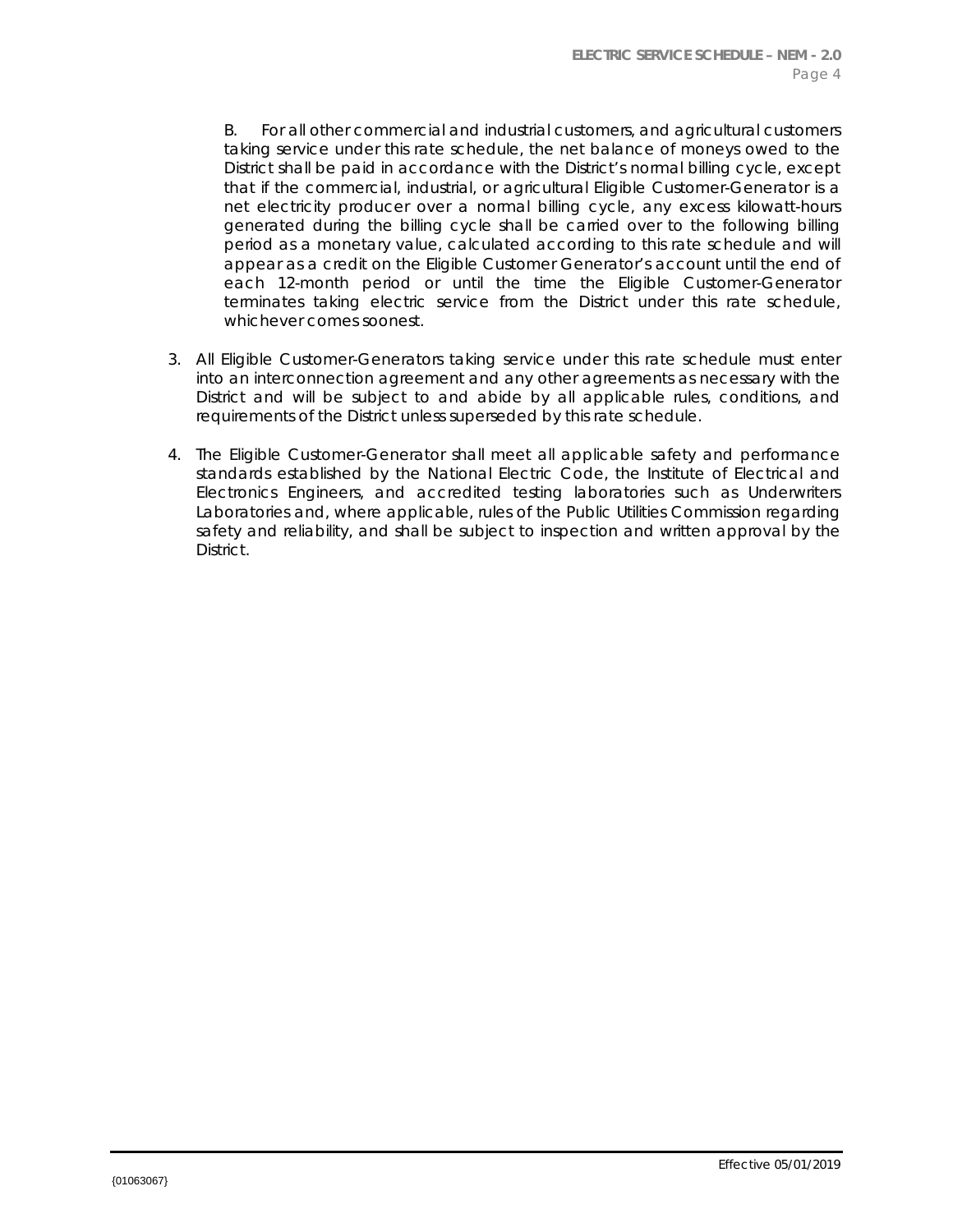B. For all other commercial and industrial customers, and agricultural customers taking service under this rate schedule, the net balance of moneys owed to the District shall be paid in accordance with the District's normal billing cycle, except that if the commercial, industrial, or agricultural Eligible Customer-Generator is a net electricity producer over a normal billing cycle, any excess kilowatt-hours generated during the billing cycle shall be carried over to the following billing period as a monetary value, calculated according to this rate schedule and will appear as a credit on the Eligible Customer Generator's account until the end of each 12-month period or until the time the Eligible Customer-Generator terminates taking electric service from the District under this rate schedule, whichever comes soonest.

3. All Eligible Customer-Generators taking service under this rate schedule must enter into an interconnection agreement and any other agreements as necessary with the District and will be subject to and abide by all applicable rules, conditions, and requirements of the District unless superseded by this rate schedule.

4. The Eligible Customer-Generator shall meet all applicable safety and performance standards established by the National Electric Code, the Institute of Electrical and Electronics Engineers, and accredited testing laboratories such as Underwriters Laboratories and, where applicable, rules of the Public Utilities Commission regarding safety and reliability, and shall be subject to inspection and written approval by the District.